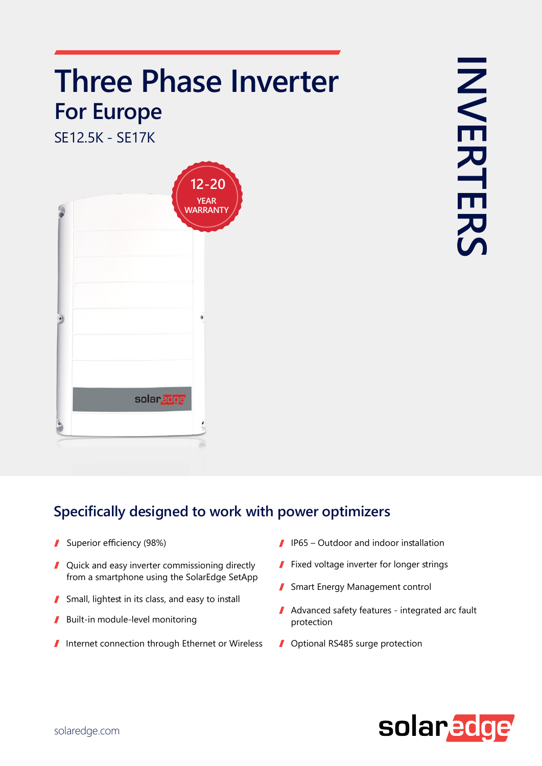# Three Phase Inverter

## For Europe

SE12.5K - SE17K

12-20 YEAR WARRANTY

INVERTERS

## Specifically designed to work with power optimizers

- Superior efficiency (98%)
- Quick and easy inverter commissioning directly from a smartphone using the SolarEdge SetApp
- Small, lightest in its class, and easy to install
- Built-in module-level monitoring
- Internet connection through Ethernet or Wireless
- IP65 – Outdoor and indoor installation
- Fixed voltage inverter for longer strings
- Smart Energy Management control
- Advanced safety features - integrated arc fault protection
- Optional RS485 surge protection

solaredge.com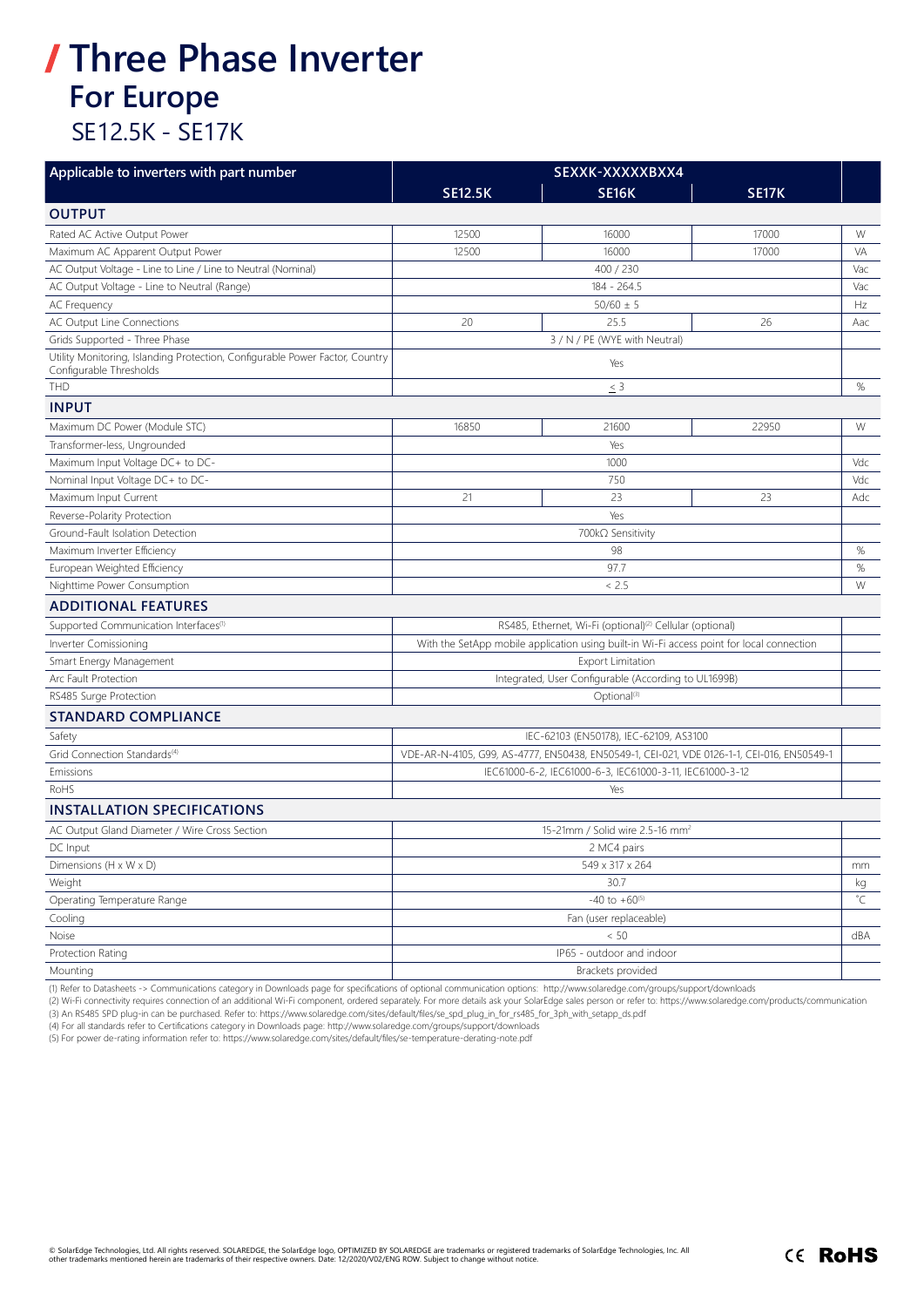# / Three Phase Inverter

## For Europe

### SE12.5K - SE17K

| Applicable to inverters with part number | SEXXK-XXXXXBXX4 | | | |
|---|---|---|---|---|
| | **SE12.5K** | **SE16K** | **SE17K** | |
| **OUTPUT** | | | | |
| Rated AC Active Output Power | 12500 | 16000 | 17000 | W |
| Maximum AC Apparent Output Power | 12500 | 16000 | 17000 | VA |
| AC Output Voltage - Line to Line / Line to Neutral (Nominal) | 400 / 230 | | | Vac |
| AC Output Voltage - Line to Neutral (Range) | 184 - 264.5 | | | Vac |
| AC Frequency | 50/60 ± 5 | | | Hz |
| AC Output Line Connections | 20 | 25.5 | 26 | Aac |
| Grids Supported - Three Phase | 3 / N / PE (WYE with Neutral) | | | |
| Utility Monitoring, Islanding Protection, Configurable Power Factor, Country Configurable Thresholds | Yes | | | |
| THD | ≤ 3 | | | % |
| **INPUT** | | | | |
| Maximum DC Power (Module STC) | 16850 | 21600 | 22950 | W |
| Transformer-less, Ungrounded | Yes | | | |
| Maximum Input Voltage DC+ to DC- | 1000 | | | Vdc |
| Nominal Input Voltage DC+ to DC- | 750 | | | Vdc |
| Maximum Input Current | 21 | 23 | 23 | Adc |
| Reverse-Polarity Protection | Yes | | | |
| Ground-Fault Isolation Detection | 700kΩ Sensitivity | | | |
| Maximum Inverter Efficiency | 98 | | | % |
| European Weighted Efficiency | 97.7 | | | % |
| Nighttime Power Consumption | < 2.5 | | | W |
| **ADDITIONAL FEATURES** | | | | |
| Supported Communication Interfaces[1] | RS485, Ethernet, Wi-Fi (optional)[2] Cellular (optional) | | | |
| Inverter Comissioning | With the SetApp mobile application using built-in Wi-Fi access point for local connection | | | |
| Smart Energy Management | Export Limitation | | | |
| Arc Fault Protection | Integrated, User Configurable (According to UL1699B) | | | |
| RS485 Surge Protection | Optional[3] | | | |
| **STANDARD COMPLIANCE** | | | | |
| Safety | IEC-62103 (EN50178), IEC-62109, AS3100 | | | |
| Grid Connection Standards[4] | VDE-AR-N-4105, G99, AS-4777, EN50438, EN50549-1, CEI-021, VDE 0126-1-1, CEI-016, EN50549-1 | | | |
| Emissions | IEC61000-6-2, IEC61000-6-3, IEC61000-3-11, IEC61000-3-12 | | | |
| RoHS | Yes | | | |
| **INSTALLATION SPECIFICATIONS** | | | | |
| AC Output Gland Diameter / Wire Cross Section | 15-21mm / Solid wire 2.5-16 mm² | | | |
| DC Input | 2 MC4 pairs | | | |
| Dimensions (H x W x D) | 549 x 317 x 264 | | | mm |
| Weight | 30.7 | | | kg |
| Operating Temperature Range | -40 to +60[5] | | | °C |
| Cooling | Fan (user replaceable) | | | |
| Noise | < 50 | | | dBA |
| Protection Rating | IP65 - outdoor and indoor | | | |
| Mounting | Brackets provided | | | |

(1) Refer to Datasheets -> Communications category in Downloads page for specifications of optional communication options: http://www.solaredge.com/groups/support/downloads
(2) Wi-Fi connectivity requires connection of an additional Wi-Fi component, ordered separately. For more details ask your SolarEdge sales person or refer to: https://www.solaredge.com/products/communication
(3) An RS485 SPD plug-in can be purchased. Refer to: https://www.solaredge.com/sites/default/files/se_spd_plug_in_for_rs485_for_3ph_with_setapp_ds.pdf
(4) For all standards refer to Certifications category in Downloads page: http://www.solaredge.com/groups/support/downloads
(5) For power de-rating information refer to: https://www.solaredge.com/sites/default/files/se-temperature-derating-note.pdf

© SolarEdge Technologies, Ltd. All rights reserved. SOLAREDGE, the SolarEdge logo, OPTIMIZED BY SOLAREDGE are trademarks or registered trademarks of SolarEdge Technologies, Inc. All other trademarks mentioned herein are trademarks of their respective owners. Date: 12/2020/V02/ENG ROW. Subject to change without notice.

CE RoHS